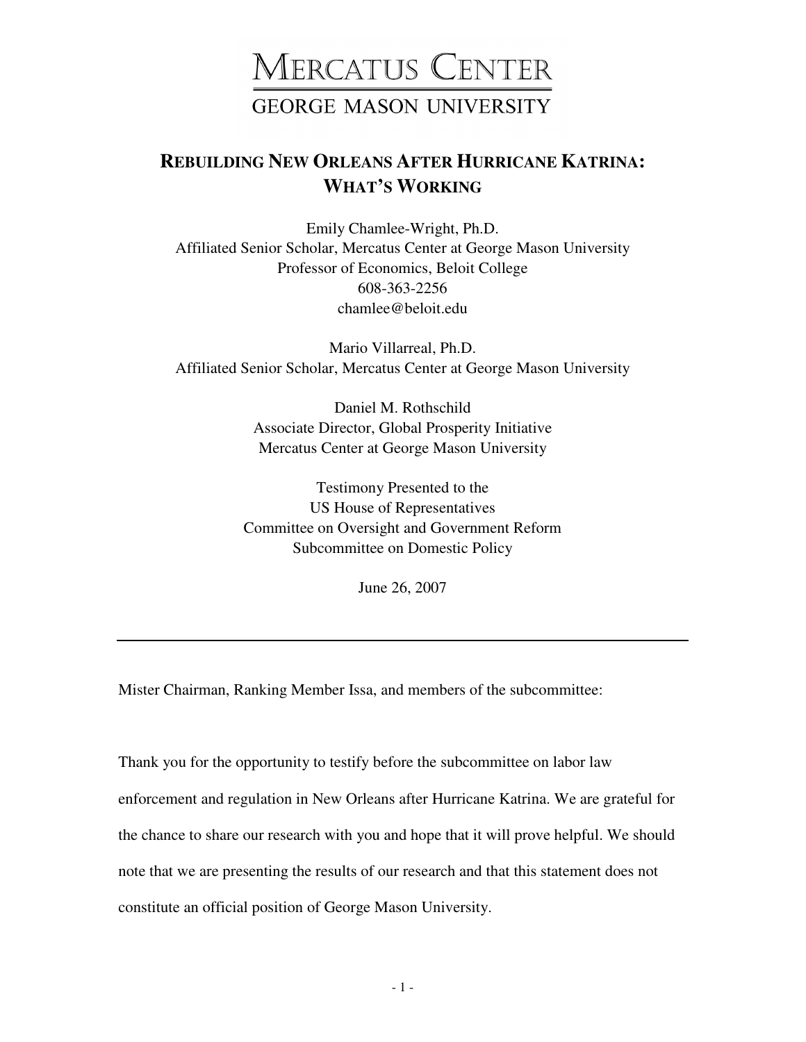MERCATUS CENTER
GEORGE MASON UNIVERSITY

# REBUILDING NEW ORLEANS AFTER HURRICANE KATRINA: WHAT'S WORKING

Emily Chamlee-Wright, Ph.D.
Affiliated Senior Scholar, Mercatus Center at George Mason University
Professor of Economics, Beloit College
608-363-2256
chamlee@beloit.edu

Mario Villarreal, Ph.D.
Affiliated Senior Scholar, Mercatus Center at George Mason University

Daniel M. Rothschild
Associate Director, Global Prosperity Initiative
Mercatus Center at George Mason University

Testimony Presented to the
US House of Representatives
Committee on Oversight and Government Reform
Subcommittee on Domestic Policy

June 26, 2007

---

Mister Chairman, Ranking Member Issa, and members of the subcommittee:

Thank you for the opportunity to testify before the subcommittee on labor law enforcement and regulation in New Orleans after Hurricane Katrina. We are grateful for the chance to share our research with you and hope that it will prove helpful. We should note that we are presenting the results of our research and that this statement does not constitute an official position of George Mason University.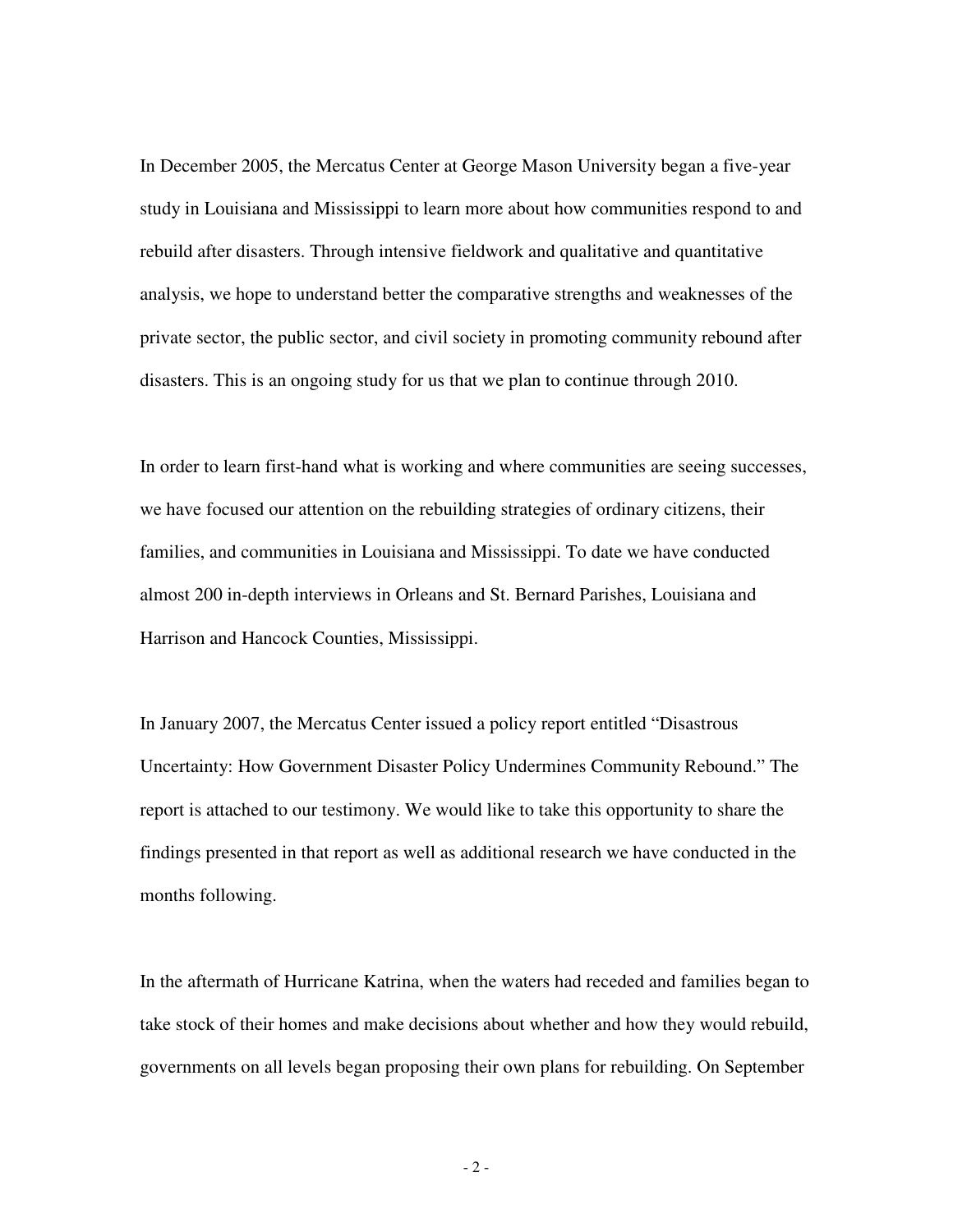In December 2005, the Mercatus Center at George Mason University began a five-year study in Louisiana and Mississippi to learn more about how communities respond to and rebuild after disasters. Through intensive fieldwork and qualitative and quantitative analysis, we hope to understand better the comparative strengths and weaknesses of the private sector, the public sector, and civil society in promoting community rebound after disasters. This is an ongoing study for us that we plan to continue through 2010.

In order to learn first-hand what is working and where communities are seeing successes, we have focused our attention on the rebuilding strategies of ordinary citizens, their families, and communities in Louisiana and Mississippi. To date we have conducted almost 200 in-depth interviews in Orleans and St. Bernard Parishes, Louisiana and Harrison and Hancock Counties, Mississippi.

In January 2007, the Mercatus Center issued a policy report entitled "Disastrous Uncertainty: How Government Disaster Policy Undermines Community Rebound." The report is attached to our testimony. We would like to take this opportunity to share the findings presented in that report as well as additional research we have conducted in the months following.

In the aftermath of Hurricane Katrina, when the waters had receded and families began to take stock of their homes and make decisions about whether and how they would rebuild, governments on all levels began proposing their own plans for rebuilding. On September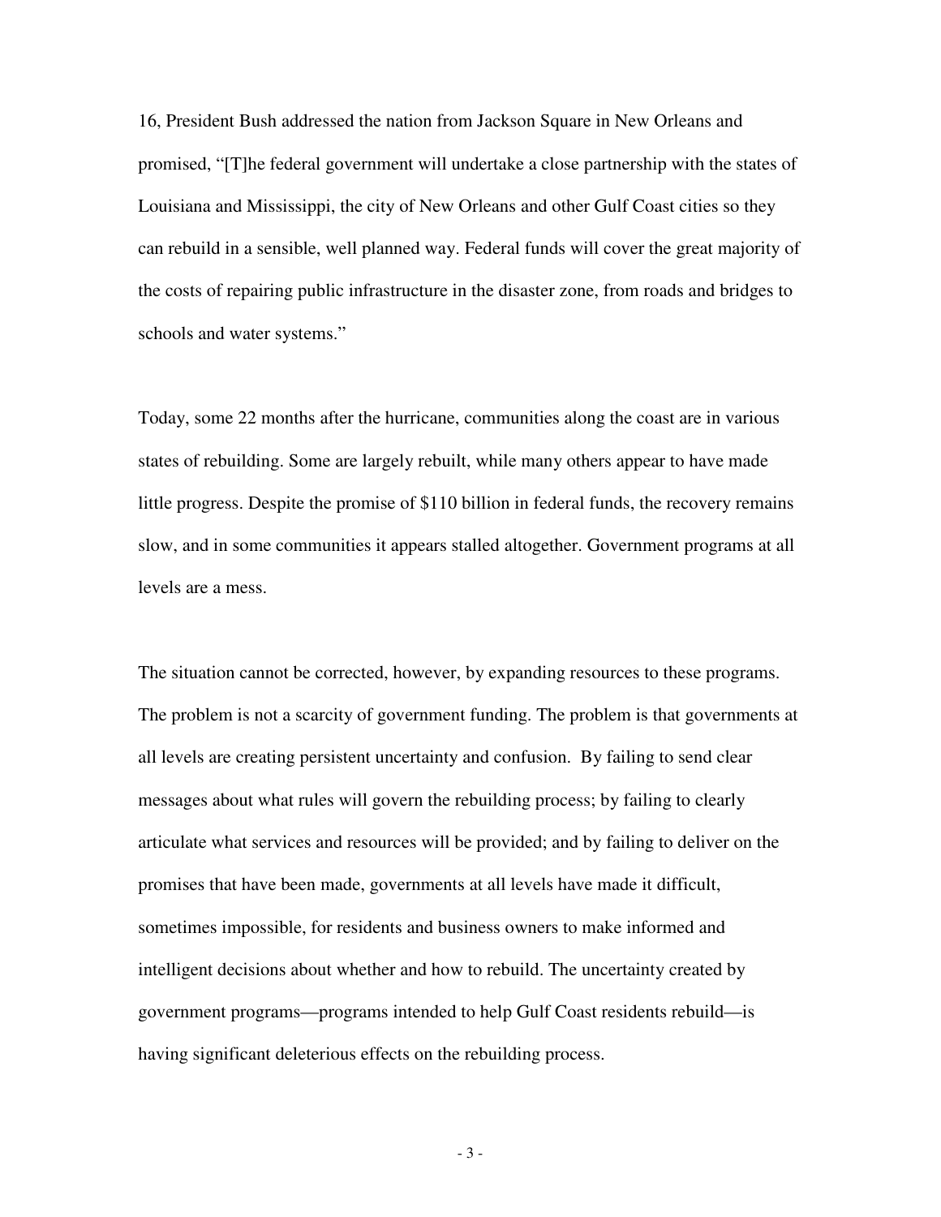16, President Bush addressed the nation from Jackson Square in New Orleans and promised, "[T]he federal government will undertake a close partnership with the states of Louisiana and Mississippi, the city of New Orleans and other Gulf Coast cities so they can rebuild in a sensible, well planned way. Federal funds will cover the great majority of the costs of repairing public infrastructure in the disaster zone, from roads and bridges to schools and water systems."

Today, some 22 months after the hurricane, communities along the coast are in various states of rebuilding. Some are largely rebuilt, while many others appear to have made little progress. Despite the promise of $110 billion in federal funds, the recovery remains slow, and in some communities it appears stalled altogether. Government programs at all levels are a mess.

The situation cannot be corrected, however, by expanding resources to these programs. The problem is not a scarcity of government funding. The problem is that governments at all levels are creating persistent uncertainty and confusion. By failing to send clear messages about what rules will govern the rebuilding process; by failing to clearly articulate what services and resources will be provided; and by failing to deliver on the promises that have been made, governments at all levels have made it difficult, sometimes impossible, for residents and business owners to make informed and intelligent decisions about whether and how to rebuild. The uncertainty created by government programs—programs intended to help Gulf Coast residents rebuild—is having significant deleterious effects on the rebuilding process.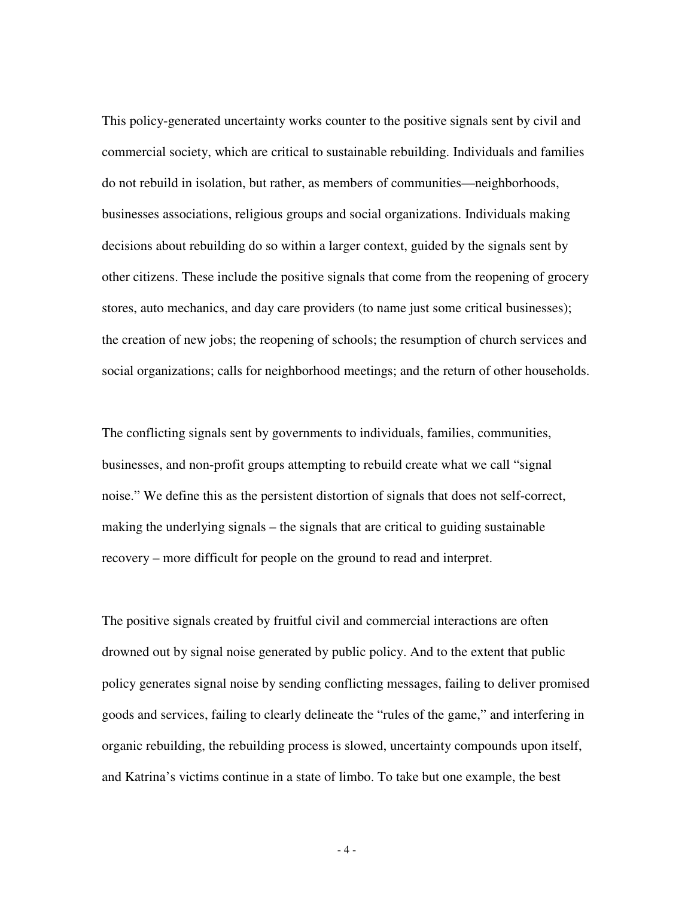This policy-generated uncertainty works counter to the positive signals sent by civil and commercial society, which are critical to sustainable rebuilding. Individuals and families do not rebuild in isolation, but rather, as members of communities—neighborhoods, businesses associations, religious groups and social organizations. Individuals making decisions about rebuilding do so within a larger context, guided by the signals sent by other citizens. These include the positive signals that come from the reopening of grocery stores, auto mechanics, and day care providers (to name just some critical businesses); the creation of new jobs; the reopening of schools; the resumption of church services and social organizations; calls for neighborhood meetings; and the return of other households.

The conflicting signals sent by governments to individuals, families, communities, businesses, and non-profit groups attempting to rebuild create what we call "signal noise." We define this as the persistent distortion of signals that does not self-correct, making the underlying signals – the signals that are critical to guiding sustainable recovery – more difficult for people on the ground to read and interpret.

The positive signals created by fruitful civil and commercial interactions are often drowned out by signal noise generated by public policy. And to the extent that public policy generates signal noise by sending conflicting messages, failing to deliver promised goods and services, failing to clearly delineate the "rules of the game," and interfering in organic rebuilding, the rebuilding process is slowed, uncertainty compounds upon itself, and Katrina's victims continue in a state of limbo. To take but one example, the best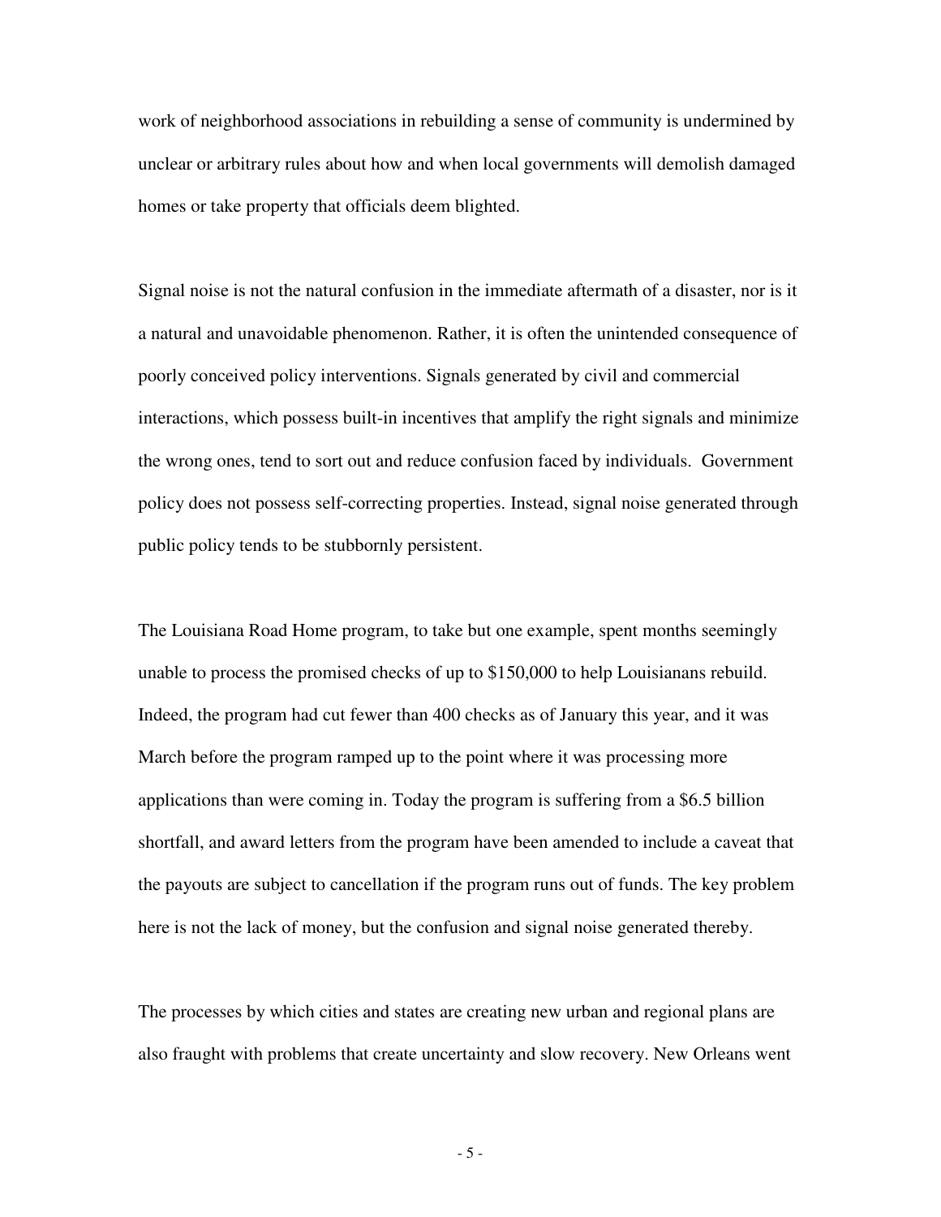work of neighborhood associations in rebuilding a sense of community is undermined by unclear or arbitrary rules about how and when local governments will demolish damaged homes or take property that officials deem blighted.

Signal noise is not the natural confusion in the immediate aftermath of a disaster, nor is it a natural and unavoidable phenomenon. Rather, it is often the unintended consequence of poorly conceived policy interventions. Signals generated by civil and commercial interactions, which possess built-in incentives that amplify the right signals and minimize the wrong ones, tend to sort out and reduce confusion faced by individuals. Government policy does not possess self-correcting properties. Instead, signal noise generated through public policy tends to be stubbornly persistent.

The Louisiana Road Home program, to take but one example, spent months seemingly unable to process the promised checks of up to $150,000 to help Louisianans rebuild. Indeed, the program had cut fewer than 400 checks as of January this year, and it was March before the program ramped up to the point where it was processing more applications than were coming in. Today the program is suffering from a $6.5 billion shortfall, and award letters from the program have been amended to include a caveat that the payouts are subject to cancellation if the program runs out of funds. The key problem here is not the lack of money, but the confusion and signal noise generated thereby.

The processes by which cities and states are creating new urban and regional plans are also fraught with problems that create uncertainty and slow recovery. New Orleans went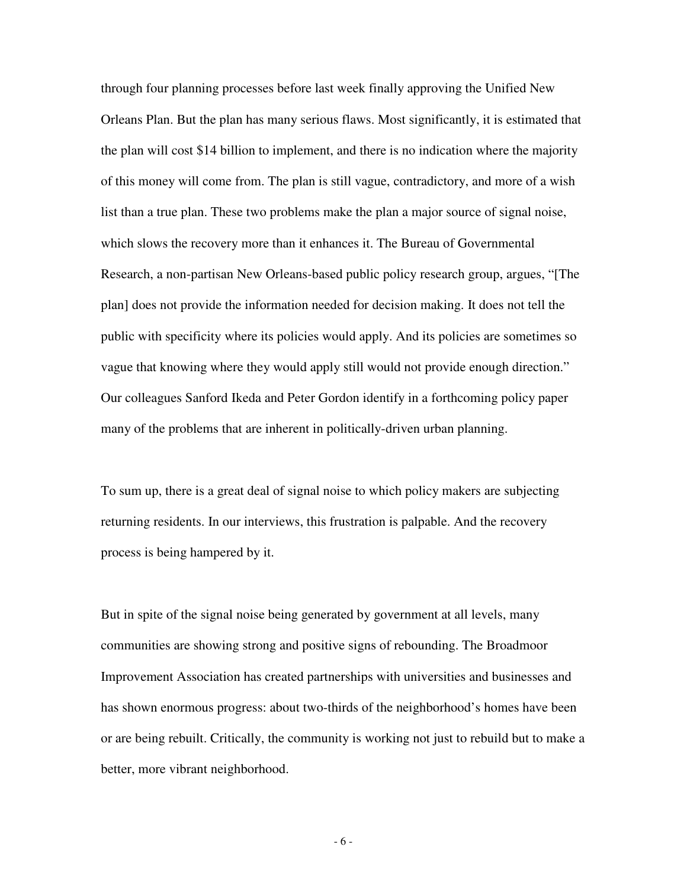through four planning processes before last week finally approving the Unified New Orleans Plan. But the plan has many serious flaws. Most significantly, it is estimated that the plan will cost $14 billion to implement, and there is no indication where the majority of this money will come from. The plan is still vague, contradictory, and more of a wish list than a true plan. These two problems make the plan a major source of signal noise, which slows the recovery more than it enhances it. The Bureau of Governmental Research, a non-partisan New Orleans-based public policy research group, argues, "[The plan] does not provide the information needed for decision making. It does not tell the public with specificity where its policies would apply. And its policies are sometimes so vague that knowing where they would apply still would not provide enough direction." Our colleagues Sanford Ikeda and Peter Gordon identify in a forthcoming policy paper many of the problems that are inherent in politically-driven urban planning.

To sum up, there is a great deal of signal noise to which policy makers are subjecting returning residents. In our interviews, this frustration is palpable. And the recovery process is being hampered by it.

But in spite of the signal noise being generated by government at all levels, many communities are showing strong and positive signs of rebounding. The Broadmoor Improvement Association has created partnerships with universities and businesses and has shown enormous progress: about two-thirds of the neighborhood's homes have been or are being rebuilt. Critically, the community is working not just to rebuild but to make a better, more vibrant neighborhood.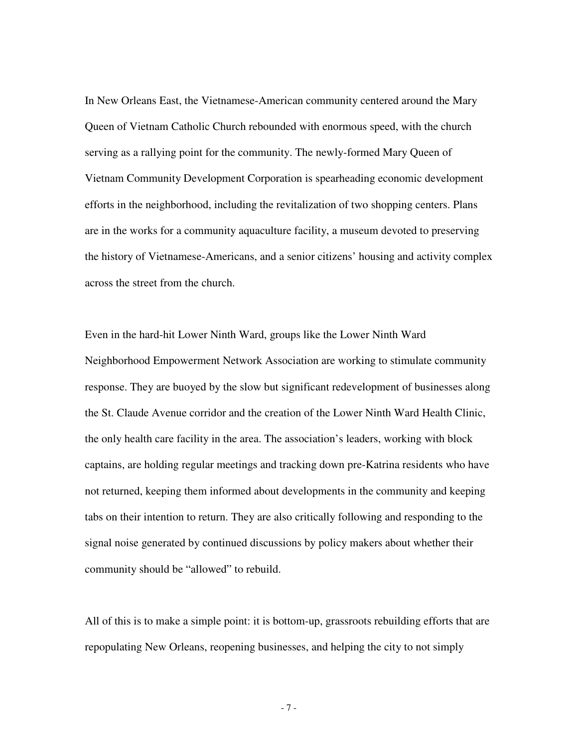In New Orleans East, the Vietnamese-American community centered around the Mary Queen of Vietnam Catholic Church rebounded with enormous speed, with the church serving as a rallying point for the community. The newly-formed Mary Queen of Vietnam Community Development Corporation is spearheading economic development efforts in the neighborhood, including the revitalization of two shopping centers. Plans are in the works for a community aquaculture facility, a museum devoted to preserving the history of Vietnamese-Americans, and a senior citizens' housing and activity complex across the street from the church.

Even in the hard-hit Lower Ninth Ward, groups like the Lower Ninth Ward Neighborhood Empowerment Network Association are working to stimulate community response. They are buoyed by the slow but significant redevelopment of businesses along the St. Claude Avenue corridor and the creation of the Lower Ninth Ward Health Clinic, the only health care facility in the area. The association's leaders, working with block captains, are holding regular meetings and tracking down pre-Katrina residents who have not returned, keeping them informed about developments in the community and keeping tabs on their intention to return. They are also critically following and responding to the signal noise generated by continued discussions by policy makers about whether their community should be "allowed" to rebuild.

All of this is to make a simple point: it is bottom-up, grassroots rebuilding efforts that are repopulating New Orleans, reopening businesses, and helping the city to not simply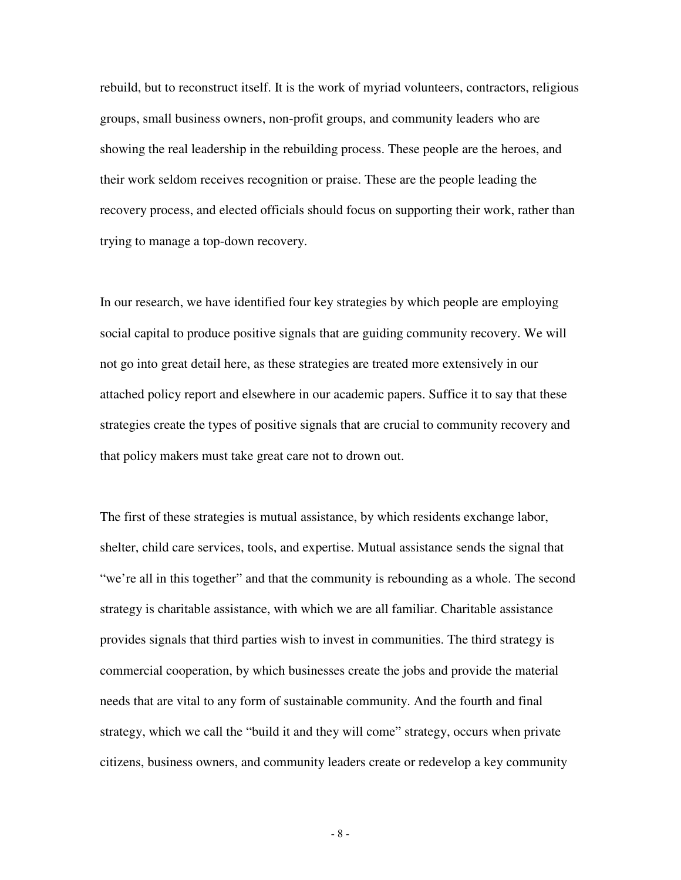rebuild, but to reconstruct itself. It is the work of myriad volunteers, contractors, religious groups, small business owners, non-profit groups, and community leaders who are showing the real leadership in the rebuilding process. These people are the heroes, and their work seldom receives recognition or praise. These are the people leading the recovery process, and elected officials should focus on supporting their work, rather than trying to manage a top-down recovery.

In our research, we have identified four key strategies by which people are employing social capital to produce positive signals that are guiding community recovery. We will not go into great detail here, as these strategies are treated more extensively in our attached policy report and elsewhere in our academic papers. Suffice it to say that these strategies create the types of positive signals that are crucial to community recovery and that policy makers must take great care not to drown out.

The first of these strategies is mutual assistance, by which residents exchange labor, shelter, child care services, tools, and expertise. Mutual assistance sends the signal that "we're all in this together" and that the community is rebounding as a whole. The second strategy is charitable assistance, with which we are all familiar. Charitable assistance provides signals that third parties wish to invest in communities. The third strategy is commercial cooperation, by which businesses create the jobs and provide the material needs that are vital to any form of sustainable community. And the fourth and final strategy, which we call the "build it and they will come" strategy, occurs when private citizens, business owners, and community leaders create or redevelop a key community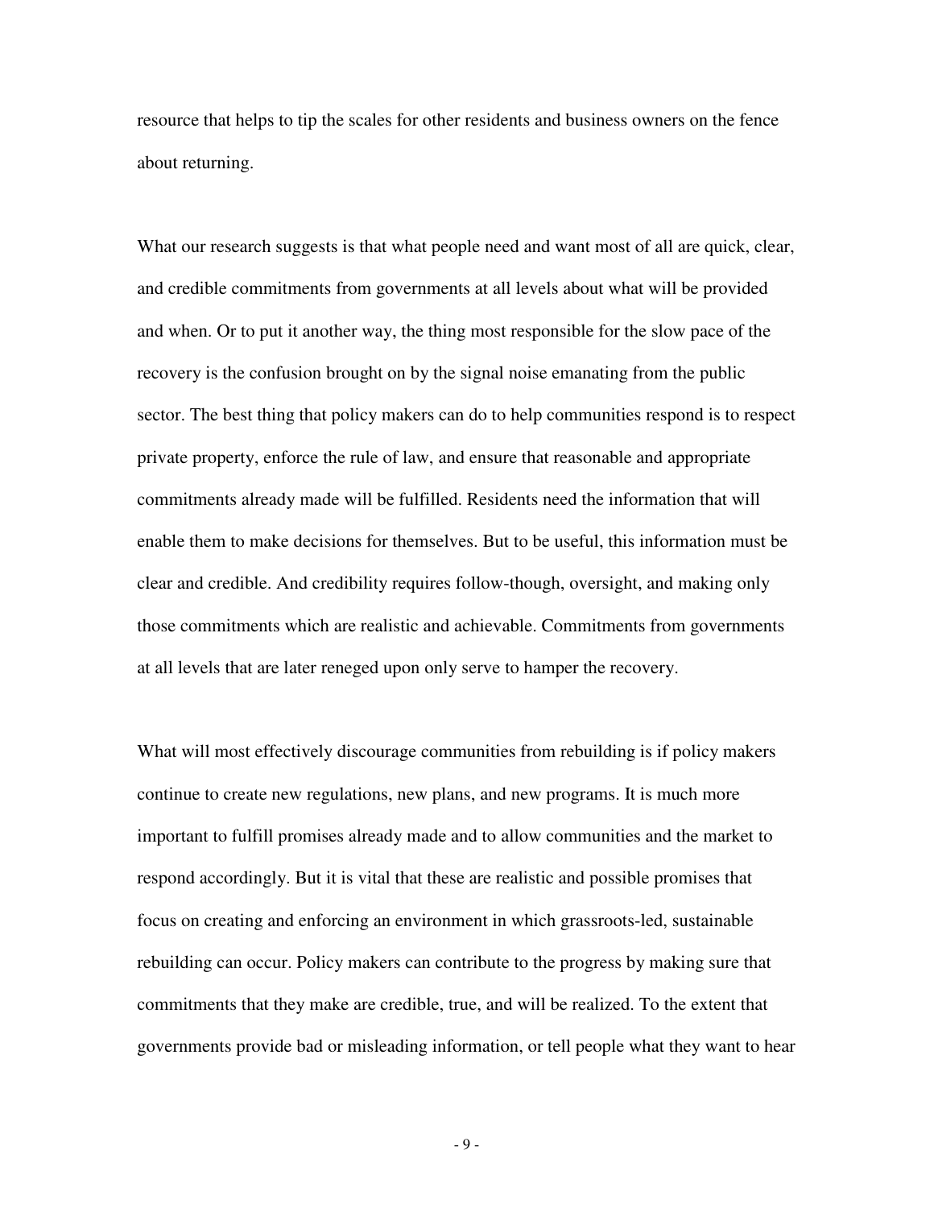resource that helps to tip the scales for other residents and business owners on the fence about returning.

What our research suggests is that what people need and want most of all are quick, clear, and credible commitments from governments at all levels about what will be provided and when. Or to put it another way, the thing most responsible for the slow pace of the recovery is the confusion brought on by the signal noise emanating from the public sector. The best thing that policy makers can do to help communities respond is to respect private property, enforce the rule of law, and ensure that reasonable and appropriate commitments already made will be fulfilled. Residents need the information that will enable them to make decisions for themselves. But to be useful, this information must be clear and credible. And credibility requires follow-though, oversight, and making only those commitments which are realistic and achievable. Commitments from governments at all levels that are later reneged upon only serve to hamper the recovery.

What will most effectively discourage communities from rebuilding is if policy makers continue to create new regulations, new plans, and new programs. It is much more important to fulfill promises already made and to allow communities and the market to respond accordingly. But it is vital that these are realistic and possible promises that focus on creating and enforcing an environment in which grassroots-led, sustainable rebuilding can occur. Policy makers can contribute to the progress by making sure that commitments that they make are credible, true, and will be realized. To the extent that governments provide bad or misleading information, or tell people what they want to hear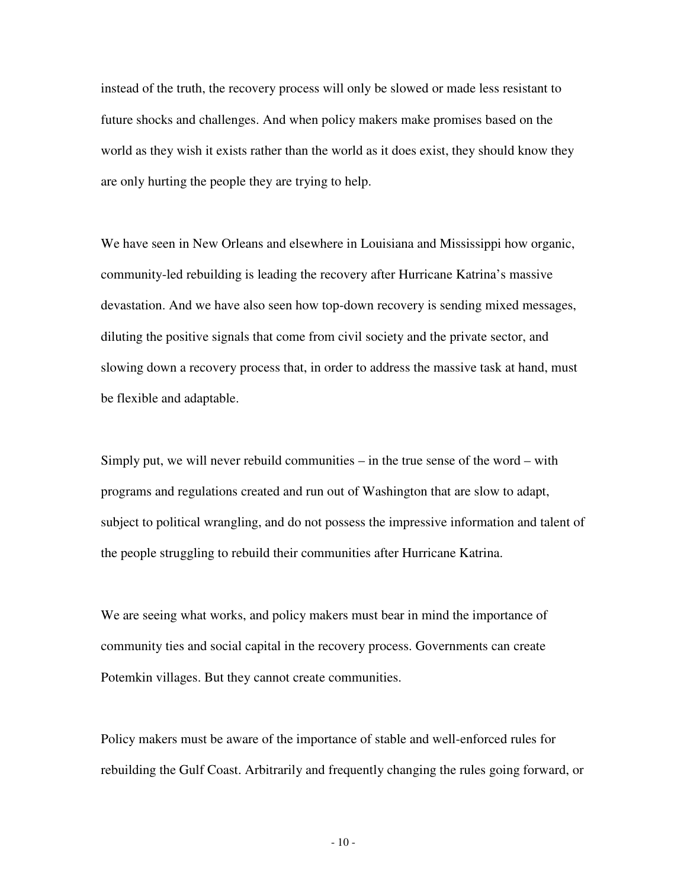instead of the truth, the recovery process will only be slowed or made less resistant to future shocks and challenges. And when policy makers make promises based on the world as they wish it exists rather than the world as it does exist, they should know they are only hurting the people they are trying to help.

We have seen in New Orleans and elsewhere in Louisiana and Mississippi how organic, community-led rebuilding is leading the recovery after Hurricane Katrina's massive devastation. And we have also seen how top-down recovery is sending mixed messages, diluting the positive signals that come from civil society and the private sector, and slowing down a recovery process that, in order to address the massive task at hand, must be flexible and adaptable.

Simply put, we will never rebuild communities – in the true sense of the word – with programs and regulations created and run out of Washington that are slow to adapt, subject to political wrangling, and do not possess the impressive information and talent of the people struggling to rebuild their communities after Hurricane Katrina.

We are seeing what works, and policy makers must bear in mind the importance of community ties and social capital in the recovery process. Governments can create Potemkin villages. But they cannot create communities.

Policy makers must be aware of the importance of stable and well-enforced rules for rebuilding the Gulf Coast. Arbitrarily and frequently changing the rules going forward, or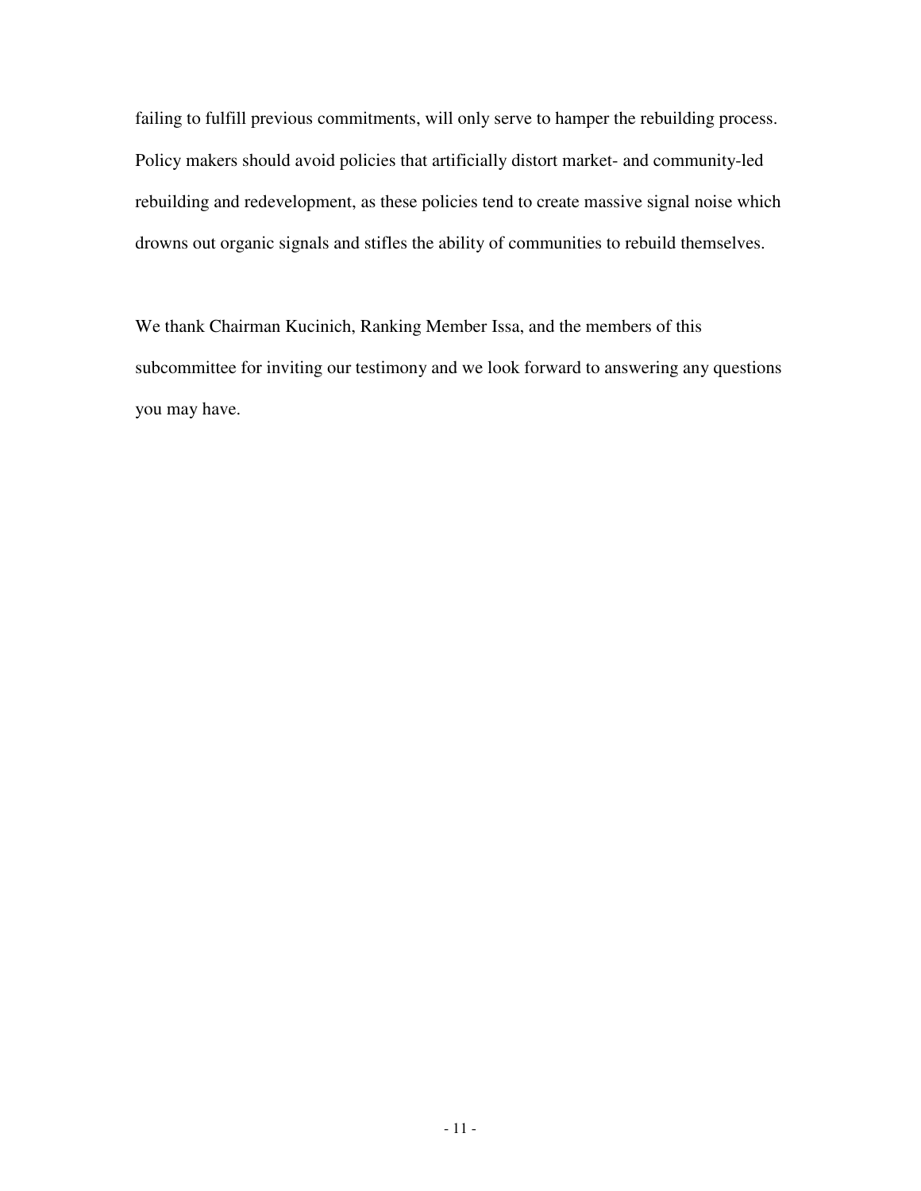failing to fulfill previous commitments, will only serve to hamper the rebuilding process. Policy makers should avoid policies that artificially distort market- and community-led rebuilding and redevelopment, as these policies tend to create massive signal noise which drowns out organic signals and stifles the ability of communities to rebuild themselves.

We thank Chairman Kucinich, Ranking Member Issa, and the members of this subcommittee for inviting our testimony and we look forward to answering any questions you may have.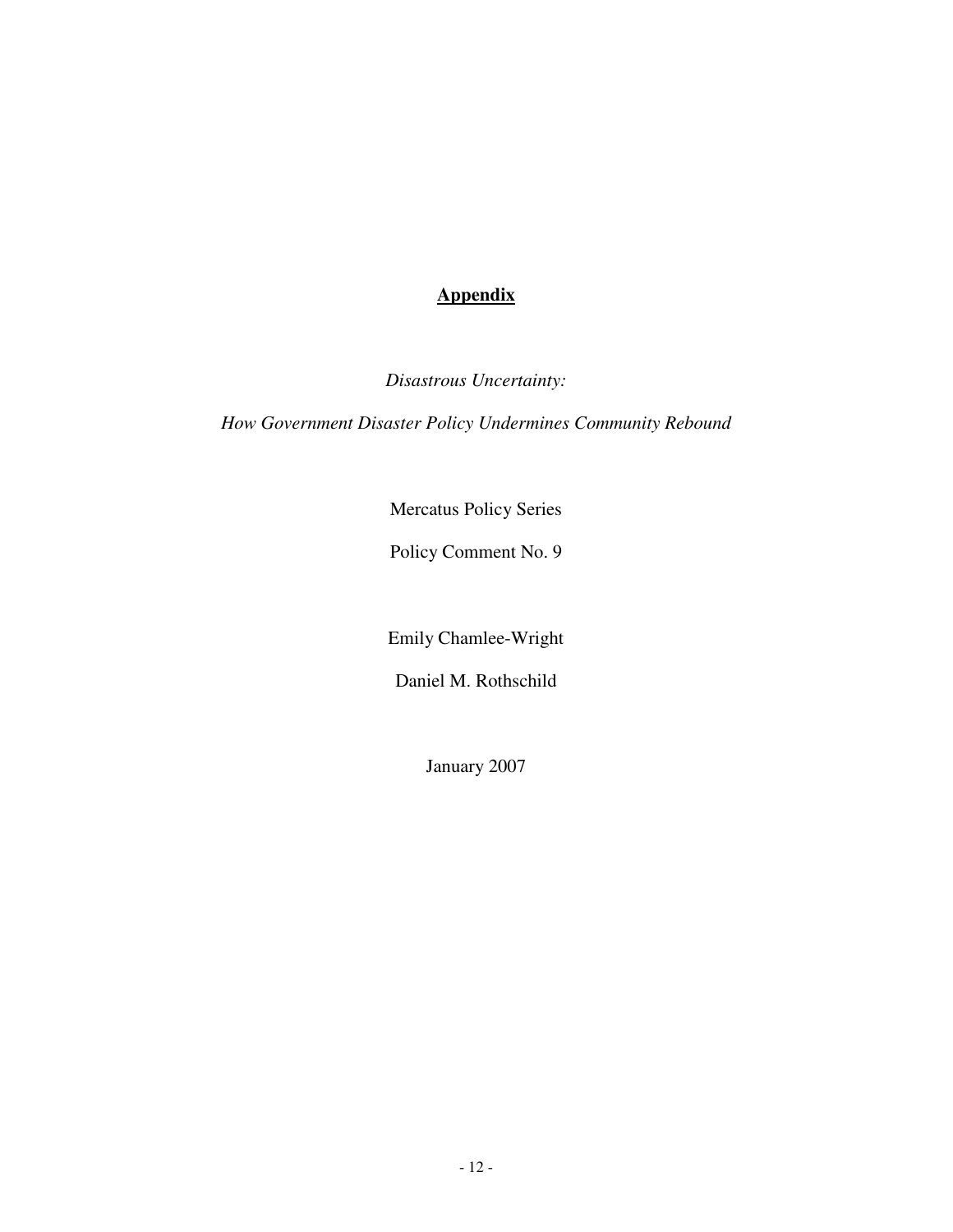## Appendix

*Disastrous Uncertainty:*

*How Government Disaster Policy Undermines Community Rebound*

Mercatus Policy Series

Policy Comment No. 9

Emily Chamlee-Wright

Daniel M. Rothschild

January 2007